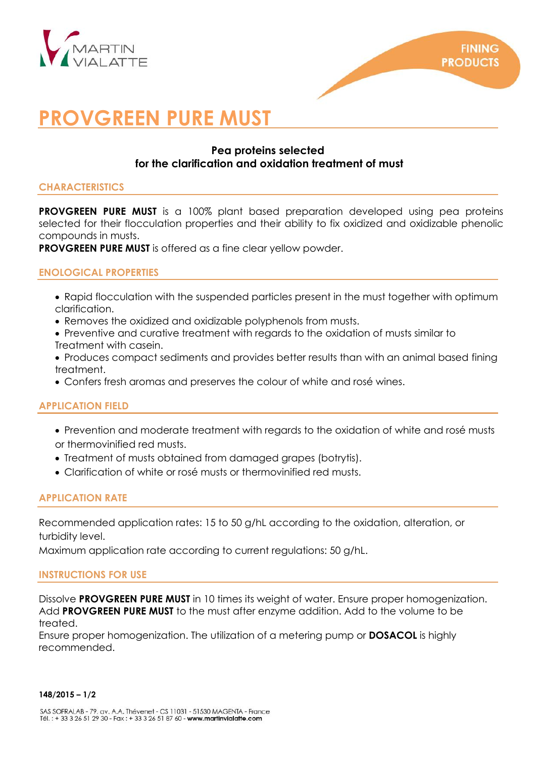MARTIN VIALATTE

FINING PRODUCTS

# PROVGREEN PURE MUST

**Pea proteins selected for the clarification and oxidation treatment of must**

## CHARACTERISTICS

**PROVGREEN PURE MUST** is a 100% plant based preparation developed using pea proteins selected for their flocculation properties and their ability to fix oxidized and oxidizable phenolic compounds in musts.
**PROVGREEN PURE MUST** is offered as a fine clear yellow powder.

## ENOLOGICAL PROPERTIES

- Rapid flocculation with the suspended particles present in the must together with optimum clarification.
- Removes the oxidized and oxidizable polyphenols from musts.
- Preventive and curative treatment with regards to the oxidation of musts similar to Treatment with casein.
- Produces compact sediments and provides better results than with an animal based fining treatment.
- Confers fresh aromas and preserves the colour of white and rosé wines.

## APPLICATION FIELD

- Prevention and moderate treatment with regards to the oxidation of white and rosé musts or thermovinified red musts.
- Treatment of musts obtained from damaged grapes (botrytis).
- Clarification of white or rosé musts or thermovinified red musts.

## APPLICATION RATE

Recommended application rates: 15 to 50 g/hL according to the oxidation, alteration, or turbidity level.
Maximum application rate according to current regulations: 50 g/hL.

## INSTRUCTIONS FOR USE

Dissolve **PROVGREEN PURE MUST** in 10 times its weight of water. Ensure proper homogenization. Add **PROVGREEN PURE MUST** to the must after enzyme addition. Add to the volume to be treated.
Ensure proper homogenization. The utilization of a metering pump or **DOSACOL** is highly recommended.

**148/2015**

SAS SOFRALAB - 79, av. A.A. Thévenet - CS 11031 - 51530 MAGENTA - France
Tél. : + 33 3 26 51 29 30 - Fax : + 33 3 26 51 87 60 - **www.martinvialatte.com**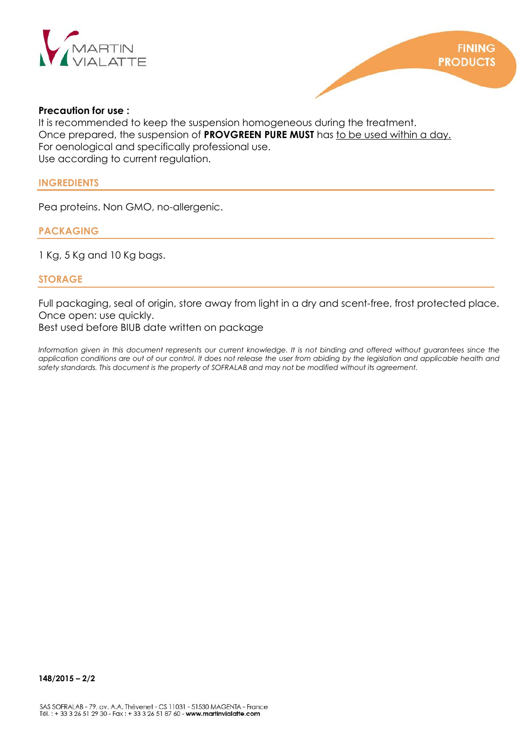**Precaution for use :**
It is recommended to keep the suspension homogeneous during the treatment.
Once prepared, the suspension of **PROVGREEN PURE MUST** has <u>to be used within a day.</u>
For oenological and specifically professional use.
Use according to current regulation.

## INGREDIENTS

Pea proteins. Non GMO, no-allergenic.

## PACKAGING

1 Kg, 5 Kg and 10 Kg bags.

## STORAGE

Full packaging, seal of origin, store away from light in a dry and scent-free, frost protected place.
Once open: use quickly.
Best used before BIUB date written on package

*Information given in this document represents our current knowledge. It is not binding and offered without guarantees since the application conditions are out of our control. It does not release the user from abiding by the legislation and applicable health and safety standards. This document is the property of SOFRALAB and may not be modified without its agreement.*

**148/2015**

SAS SOFRALAB - 79, av. A.A. Thévenet - CS 11031 - 51530 MAGENTA - France
Tél. : + 33 3 26 51 29 30 - Fax : + 33 3 26 51 87 60 - **www.martinvialatte.com**